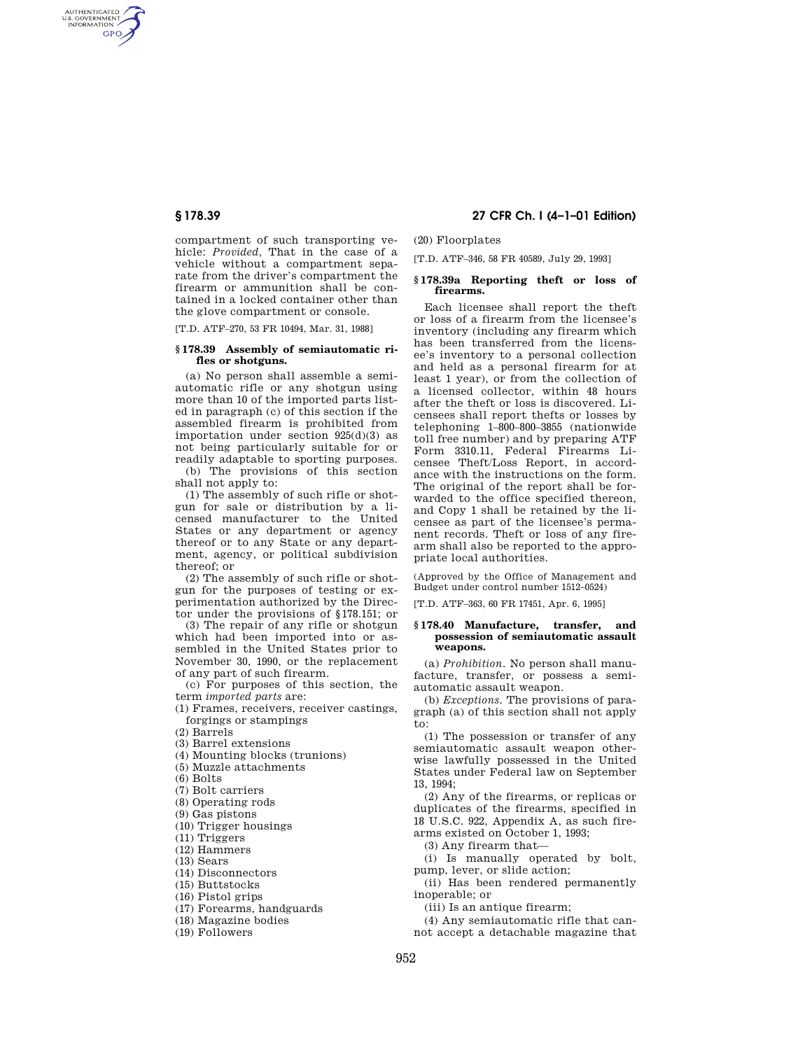compartment of such transporting vehicle: *Provided*, That in the case of a vehicle without a compartment separate from the driver's compartment the firearm or ammunition shall be contained in a locked container other than the glove compartment or console.

[T.D. ATF–270, 53 FR 10494, Mar. 31, 1988]

### § 178.39 Assembly of semiautomatic rifles or shotguns.

(a) No person shall assemble a semiautomatic rifle or any shotgun using more than 10 of the imported parts listed in paragraph (c) of this section if the assembled firearm is prohibited from importation under section 925(d)(3) as not being particularly suitable for or readily adaptable to sporting purposes.

(b) The provisions of this section shall not apply to:

(1) The assembly of such rifle or shotgun for sale or distribution by a licensed manufacturer to the United States or any department or agency thereof or to any State or any department, agency, or political subdivision thereof; or

(2) The assembly of such rifle or shotgun for the purposes of testing or experimentation authorized by the Director under the provisions of §178.151; or

(3) The repair of any rifle or shotgun which had been imported into or assembled in the United States prior to November 30, 1990, or the replacement of any part of such firearm.

(c) For purposes of this section, the term *imported parts* are:

(1) Frames, receivers, receiver castings, forgings or stampings
(2) Barrels
(3) Barrel extensions
(4) Mounting blocks (trunions)
(5) Muzzle attachments
(6) Bolts
(7) Bolt carriers
(8) Operating rods
(9) Gas pistons
(10) Trigger housings
(11) Triggers
(12) Hammers
(13) Sears
(14) Disconnectors
(15) Buttstocks
(16) Pistol grips
(17) Forearms, handguards
(18) Magazine bodies
(19) Followers
(20) Floorplates

[T.D. ATF–346, 58 FR 40589, July 29, 1993]

### § 178.39a Reporting theft or loss of firearms.

Each licensee shall report the theft or loss of a firearm from the licensee's inventory (including any firearm which has been transferred from the licensee's inventory to a personal collection and held as a personal firearm for at least 1 year), or from the collection of a licensed collector, within 48 hours after the theft or loss is discovered. Licensees shall report thefts or losses by telephoning 1–800–800–3855 (nationwide toll free number) and by preparing ATF Form 3310.11, Federal Firearms Licensee Theft/Loss Report, in accordance with the instructions on the form. The original of the report shall be forwarded to the office specified thereon, and Copy 1 shall be retained by the licensee as part of the licensee's permanent records. Theft or loss of any firearm shall also be reported to the appropriate local authorities.

(Approved by the Office of Management and Budget under control number 1512–0524)

[T.D. ATF–363, 60 FR 17451, Apr. 6, 1995]

### § 178.40 Manufacture, transfer, and possession of semiautomatic assault weapons.

(a) *Prohibition*. No person shall manufacture, transfer, or possess a semiautomatic assault weapon.

(b) *Exceptions*. The provisions of paragraph (a) of this section shall not apply to:

(1) The possession or transfer of any semiautomatic assault weapon otherwise lawfully possessed in the United States under Federal law on September 13, 1994;

(2) Any of the firearms, or replicas or duplicates of the firearms, specified in 18 U.S.C. 922, Appendix A, as such firearms existed on October 1, 1993;

(3) Any firearm that—

(i) Is manually operated by bolt, pump, lever, or slide action;

(ii) Has been rendered permanently inoperable; or

(iii) Is an antique firearm;

(4) Any semiautomatic rifle that cannot accept a detachable magazine that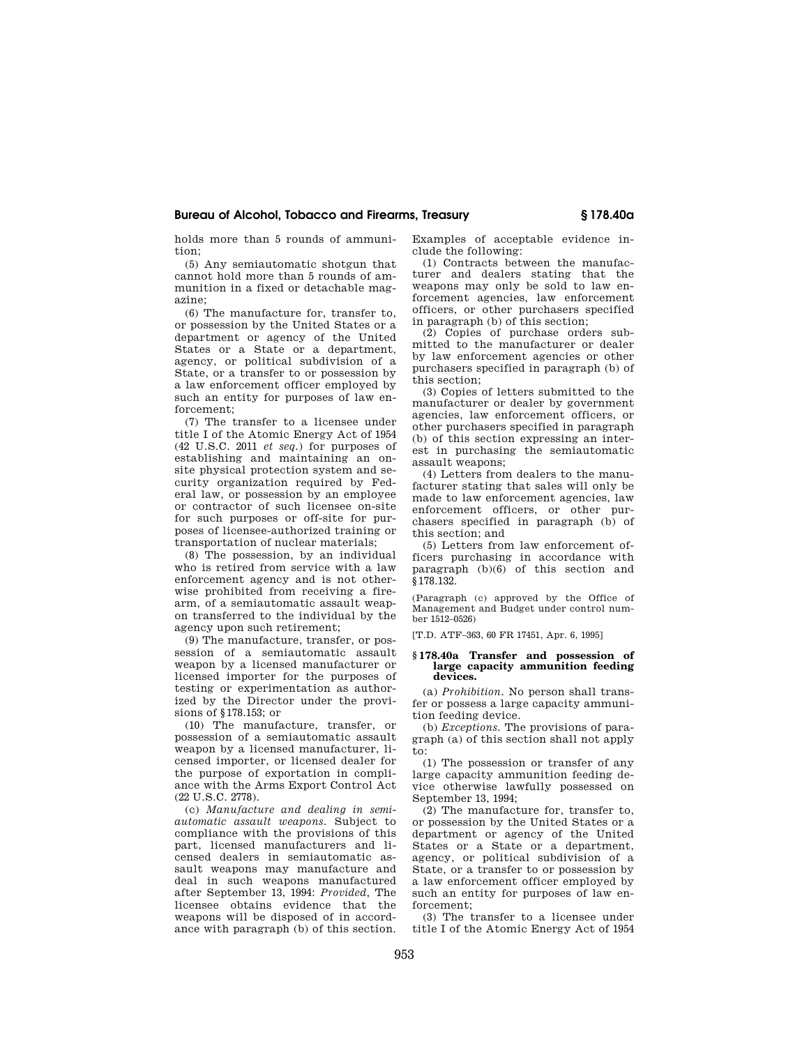holds more than 5 rounds of ammunition;

(5) Any semiautomatic shotgun that cannot hold more than 5 rounds of ammunition in a fixed or detachable magazine;

(6) The manufacture for, transfer to, or possession by the United States or a department or agency of the United States or a State or a department, agency, or political subdivision of a State, or a transfer to or possession by a law enforcement officer employed by such an entity for purposes of law enforcement;

(7) The transfer to a licensee under title I of the Atomic Energy Act of 1954 (42 U.S.C. 2011 *et seq.*) for purposes of establishing and maintaining an on-site physical protection system and security organization required by Federal law, or possession by an employee or contractor of such licensee on-site for such purposes or off-site for purposes of licensee-authorized training or transportation of nuclear materials;

(8) The possession, by an individual who is retired from service with a law enforcement agency and is not otherwise prohibited from receiving a firearm, of a semiautomatic assault weapon transferred to the individual by the agency upon such retirement;

(9) The manufacture, transfer, or possession of a semiautomatic assault weapon by a licensed manufacturer or licensed importer for the purposes of testing or experimentation as authorized by the Director under the provisions of §178.153; or

(10) The manufacture, transfer, or possession of a semiautomatic assault weapon by a licensed manufacturer, licensed importer, or licensed dealer for the purpose of exportation in compliance with the Arms Export Control Act (22 U.S.C. 2778).

(c) *Manufacture and dealing in semiautomatic assault weapons.* Subject to compliance with the provisions of this part, licensed manufacturers and licensed dealers in semiautomatic assault weapons may manufacture and deal in such weapons manufactured after September 13, 1994: *Provided,* The licensee obtains evidence that the weapons will be disposed of in accordance with paragraph (b) of this section. Examples of acceptable evidence include the following:

(1) Contracts between the manufacturer and dealers stating that the weapons may only be sold to law enforcement agencies, law enforcement officers, or other purchasers specified in paragraph (b) of this section;

(2) Copies of purchase orders submitted to the manufacturer or dealer by law enforcement agencies or other purchasers specified in paragraph (b) of this section;

(3) Copies of letters submitted to the manufacturer or dealer by government agencies, law enforcement officers, or other purchasers specified in paragraph (b) of this section expressing an interest in purchasing the semiautomatic assault weapons;

(4) Letters from dealers to the manufacturer stating that sales will only be made to law enforcement agencies, law enforcement officers, or other purchasers specified in paragraph (b) of this section; and

(5) Letters from law enforcement officers purchasing in accordance with paragraph (b)(6) of this section and §178.132.

(Paragraph (c) approved by the Office of Management and Budget under control number 1512–0526)

[T.D. ATF–363, 60 FR 17451, Apr. 6, 1995]

### §178.40a Transfer and possession of large capacity ammunition feeding devices.

(a) *Prohibition.* No person shall transfer or possess a large capacity ammunition feeding device.

(b) *Exceptions.* The provisions of paragraph (a) of this section shall not apply to:

(1) The possession or transfer of any large capacity ammunition feeding device otherwise lawfully possessed on September 13, 1994;

(2) The manufacture for, transfer to, or possession by the United States or a department or agency of the United States or a State or a department, agency, or political subdivision of a State, or a transfer to or possession by a law enforcement officer employed by such an entity for purposes of law enforcement;

(3) The transfer to a licensee under title I of the Atomic Energy Act of 1954